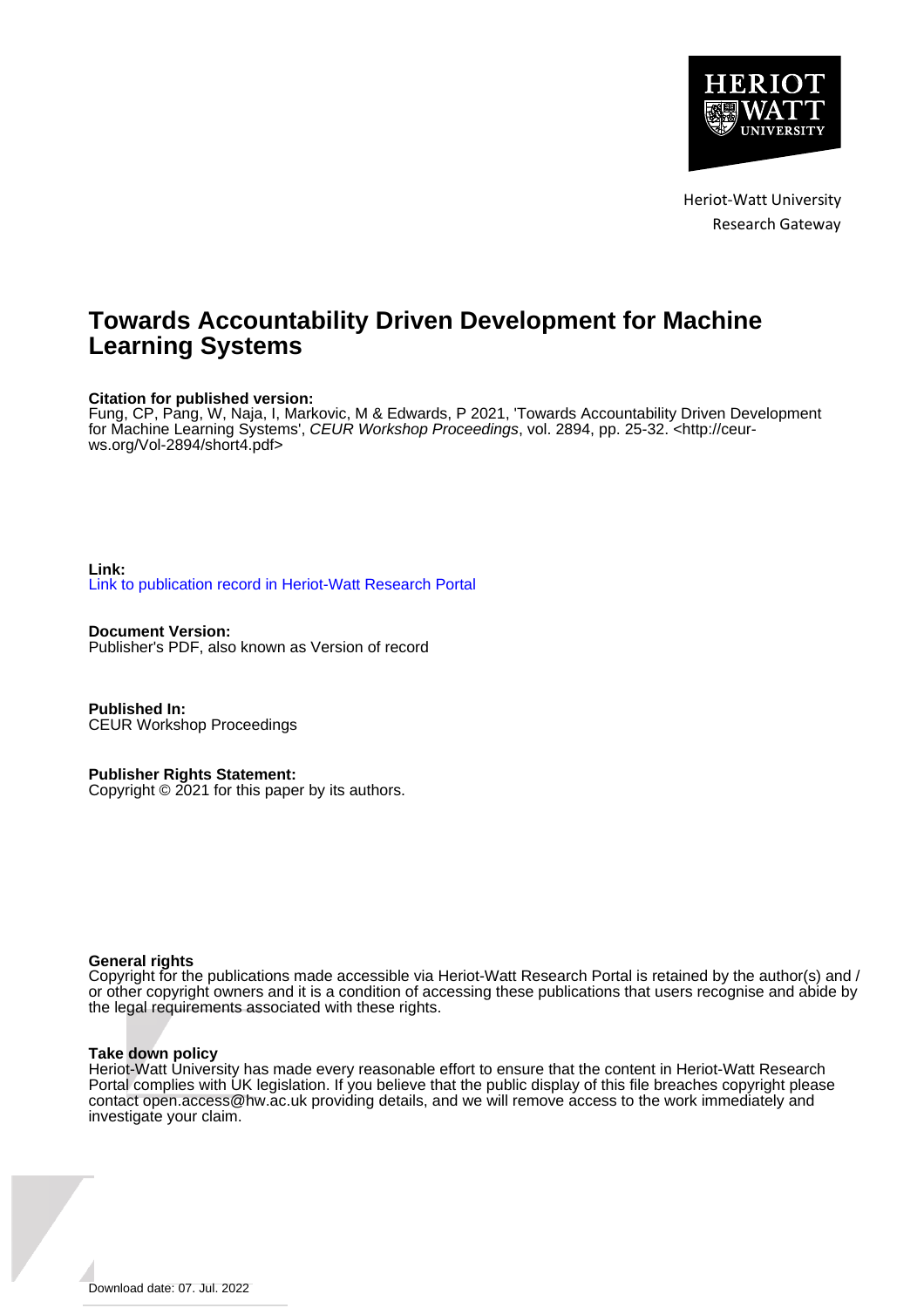Heriot-Watt University
Research Gateway

# Towards Accountability Driven Development for Machine Learning Systems

**Citation for published version:**
Fung, CP, Pang, W, Naja, I, Markovic, M & Edwards, P 2021, 'Towards Accountability Driven Development for Machine Learning Systems', *CEUR Workshop Proceedings*, vol. 2894, pp. 25-32. <http://ceur-ws.org/Vol-2894/short4.pdf>

**Link:**
Link to publication record in Heriot-Watt Research Portal

**Document Version:**
Publisher's PDF, also known as Version of record

**Published In:**
CEUR Workshop Proceedings

**Publisher Rights Statement:**
Copyright © 2021 for this paper by its authors.

**General rights**
Copyright for the publications made accessible via Heriot-Watt Research Portal is retained by the author(s) and / or other copyright owners and it is a condition of accessing these publications that users recognise and abide by the legal requirements associated with these rights.

**Take down policy**
Heriot-Watt University has made every reasonable effort to ensure that the content in Heriot-Watt Research Portal complies with UK legislation. If you believe that the public display of this file breaches copyright please contact open.access@hw.ac.uk providing details, and we will remove access to the work immediately and investigate your claim.

Download date: 07. Jul. 2022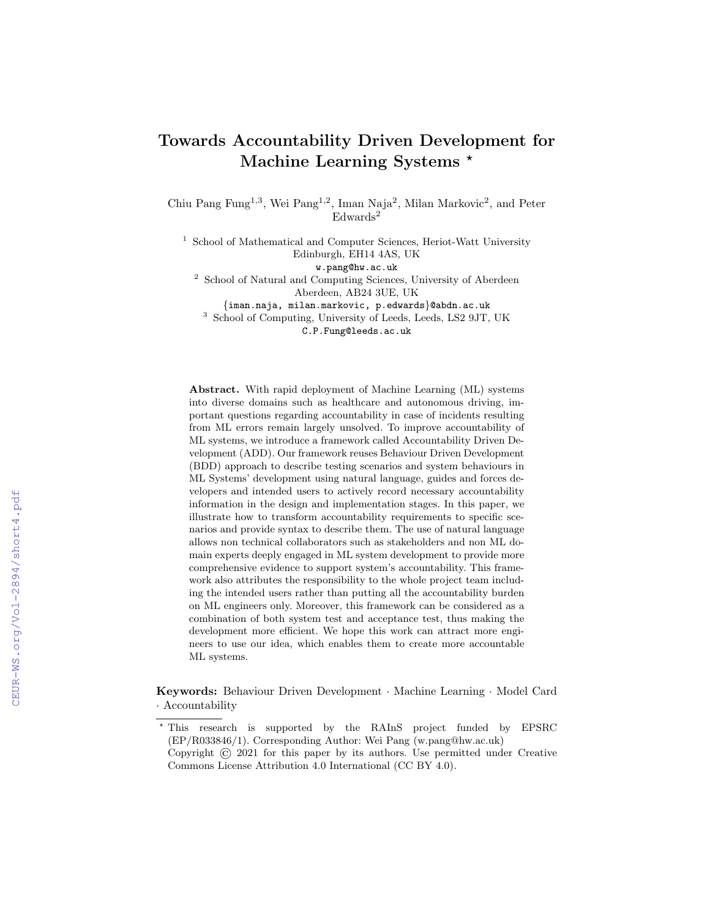# Towards Accountability Driven Development for Machine Learning Systems *

Chiu Pang Fung[1,3], Wei Pang[1,2], Iman Naja[2], Milan Markovic[2], and Peter Edwards[2]

[1] School of Mathematical and Computer Sciences, Heriot-Watt University Edinburgh, EH14 4AS, UK
w.pang@hw.ac.uk

[2] School of Natural and Computing Sciences, University of Aberdeen Aberdeen, AB24 3UE, UK
{iman.naja, milan.markovic, p.edwards}@abdn.ac.uk

[3] School of Computing, University of Leeds, Leeds, LS2 9JT, UK
C.P.Fung@leeds.ac.uk

**Abstract.** With rapid deployment of Machine Learning (ML) systems into diverse domains such as healthcare and autonomous driving, important questions regarding accountability in case of incidents resulting from ML errors remain largely unsolved. To improve accountability of ML systems, we introduce a framework called Accountability Driven Development (ADD). Our framework reuses Behaviour Driven Development (BDD) approach to describe testing scenarios and system behaviours in ML Systems' development using natural language, guides and forces developers and intended users to actively record necessary accountability information in the design and implementation stages. In this paper, we illustrate how to transform accountability requirements to specific scenarios and provide syntax to describe them. The use of natural language allows non technical collaborators such as stakeholders and non ML domain experts deeply engaged in ML system development to provide more comprehensive evidence to support system's accountability. This framework also attributes the responsibility to the whole project team including the intended users rather than putting all the accountability burden on ML engineers only. Moreover, this framework can be considered as a combination of both system test and acceptance test, thus making the development more efficient. We hope this work can attract more engineers to use our idea, which enables them to create more accountable ML systems.

**Keywords:** Behaviour Driven Development · Machine Learning · Model Card · Accountability

---

* This research is supported by the RAInS project funded by EPSRC (EP/R033846/1). Corresponding Author: Wei Pang (w.pang@hw.ac.uk)
Copyright © 2021 for this paper by its authors. Use permitted under Creative Commons License Attribution 4.0 International (CC BY 4.0).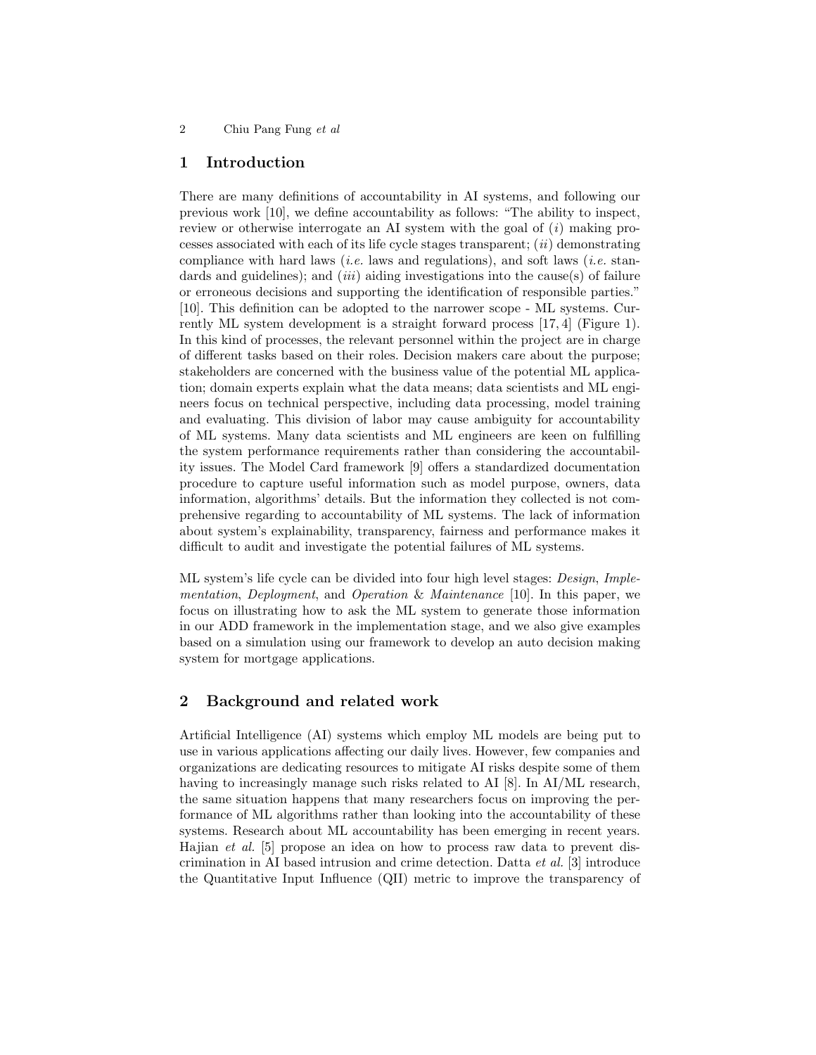## 1 Introduction

There are many definitions of accountability in AI systems, and following our previous work [10], we define accountability as follows: "The ability to inspect, review or otherwise interrogate an AI system with the goal of (*i*) making processes associated with each of its life cycle stages transparent; (*ii*) demonstrating compliance with hard laws (*i.e.* laws and regulations), and soft laws (*i.e.* standards and guidelines); and (*iii*) aiding investigations into the cause(s) of failure or erroneous decisions and supporting the identification of responsible parties." [10]. This definition can be adopted to the narrower scope - ML systems. Currently ML system development is a straight forward process [17, 4] (Figure 1). In this kind of processes, the relevant personnel within the project are in charge of different tasks based on their roles. Decision makers care about the purpose; stakeholders are concerned with the business value of the potential ML application; domain experts explain what the data means; data scientists and ML engineers focus on technical perspective, including data processing, model training and evaluating. This division of labor may cause ambiguity for accountability of ML systems. Many data scientists and ML engineers are keen on fulfilling the system performance requirements rather than considering the accountability issues. The Model Card framework [9] offers a standardized documentation procedure to capture useful information such as model purpose, owners, data information, algorithms' details. But the information they collected is not comprehensive regarding to accountability of ML systems. The lack of information about system's explainability, transparency, fairness and performance makes it difficult to audit and investigate the potential failures of ML systems.

ML system's life cycle can be divided into four high level stages: *Design*, *Implementation*, *Deployment*, and *Operation* & *Maintenance* [10]. In this paper, we focus on illustrating how to ask the ML system to generate those information in our ADD framework in the implementation stage, and we also give examples based on a simulation using our framework to develop an auto decision making system for mortgage applications.

## 2 Background and related work

Artificial Intelligence (AI) systems which employ ML models are being put to use in various applications affecting our daily lives. However, few companies and organizations are dedicating resources to mitigate AI risks despite some of them having to increasingly manage such risks related to AI [8]. In AI/ML research, the same situation happens that many researchers focus on improving the performance of ML algorithms rather than looking into the accountability of these systems. Research about ML accountability has been emerging in recent years. Hajian *et al.* [5] propose an idea on how to process raw data to prevent discrimination in AI based intrusion and crime detection. Datta *et al.* [3] introduce the Quantitative Input Influence (QII) metric to improve the transparency of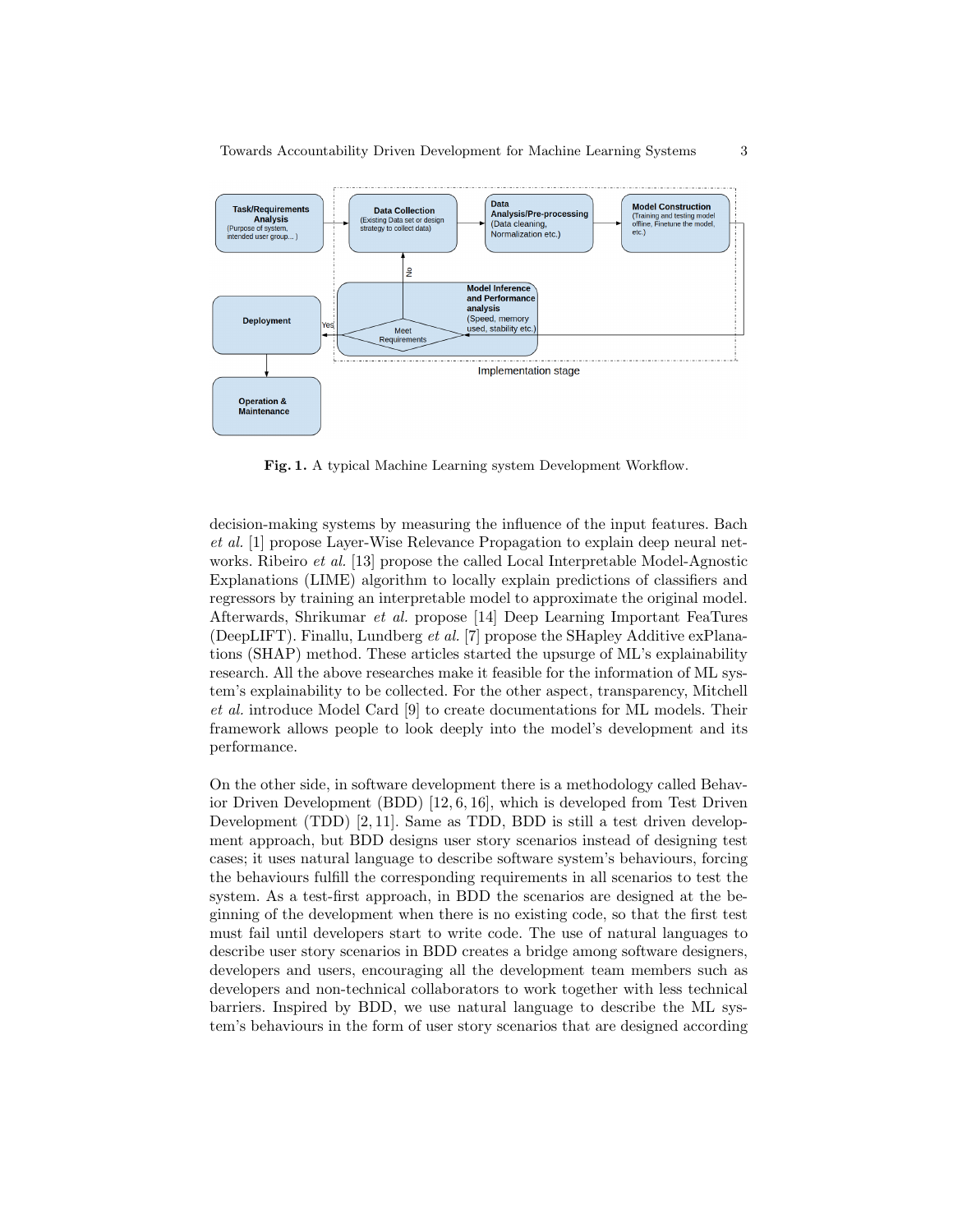**Fig. 1.** A typical Machine Learning system Development Workflow.

decision-making systems by measuring the influence of the input features. Bach *et al.* [1] propose Layer-Wise Relevance Propagation to explain deep neural networks. Ribeiro *et al.* [13] propose the called Local Interpretable Model-Agnostic Explanations (LIME) algorithm to locally explain predictions of classifiers and regressors by training an interpretable model to approximate the original model. Afterwards, Shrikumar *et al.* propose [14] Deep Learning Important FeaTures (DeepLIFT). Finallu, Lundberg *et al.* [7] propose the SHapley Additive exPlanations (SHAP) method. These articles started the upsurge of ML's explainability research. All the above researches make it feasible for the information of ML system's explainability to be collected. For the other aspect, transparency, Mitchell *et al.* introduce Model Card [9] to create documentations for ML models. Their framework allows people to look deeply into the model's development and its performance.

On the other side, in software development there is a methodology called Behavior Driven Development (BDD) [12, 6, 16], which is developed from Test Driven Development (TDD) [2, 11]. Same as TDD, BDD is still a test driven development approach, but BDD designs user story scenarios instead of designing test cases; it uses natural language to describe software system's behaviours, forcing the behaviours fulfill the corresponding requirements in all scenarios to test the system. As a test-first approach, in BDD the scenarios are designed at the beginning of the development when there is no existing code, so that the first test must fail until developers start to write code. The use of natural languages to describe user story scenarios in BDD creates a bridge among software designers, developers and users, encouraging all the development team members such as developers and non-technical collaborators to work together with less technical barriers. Inspired by BDD, we use natural language to describe the ML system's behaviours in the form of user story scenarios that are designed according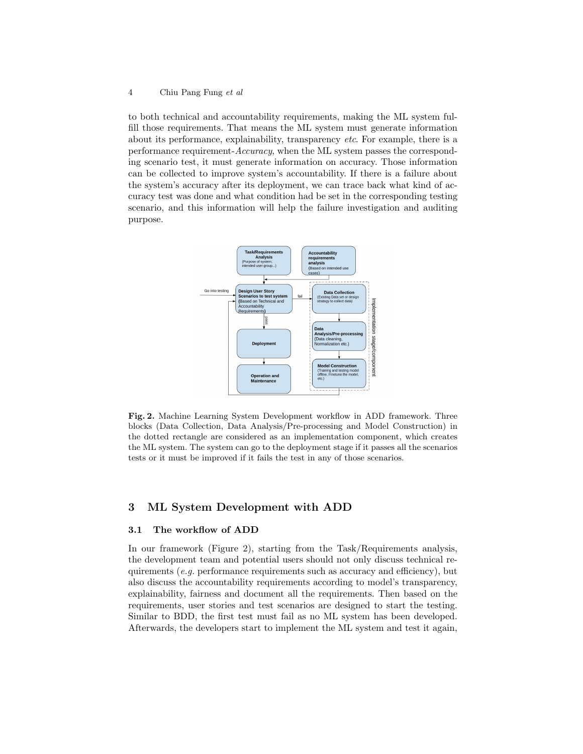to both technical and accountability requirements, making the ML system fulfill those requirements. That means the ML system must generate information about its performance, explainability, transparency *etc*. For example, there is a performance requirement-*Accuracy*, when the ML system passes the corresponding scenario test, it must generate information on accuracy. Those information can be collected to improve system's accountability. If there is a failure about the system's accuracy after its deployment, we can trace back what kind of accuracy test was done and what condition had be set in the corresponding testing scenario, and this information will help the failure investigation and auditing purpose.

**Fig. 2.** Machine Learning System Development workflow in ADD framework. Three blocks (Data Collection, Data Analysis/Pre-processing and Model Construction) in the dotted rectangle are considered as an implementation component, which creates the ML system. The system can go to the deployment stage if it passes all the scenarios tests or it must be improved if it fails the test in any of those scenarios.

## 3 ML System Development with ADD

### 3.1 The workflow of ADD

In our framework (Figure 2), starting from the Task/Requirements analysis, the development team and potential users should not only discuss technical requirements (*e.g.* performance requirements such as accuracy and efficiency), but also discuss the accountability requirements according to model's transparency, explainability, fairness and document all the requirements. Then based on the requirements, user stories and test scenarios are designed to start the testing. Similar to BDD, the first test must fail as no ML system has been developed. Afterwards, the developers start to implement the ML system and test it again,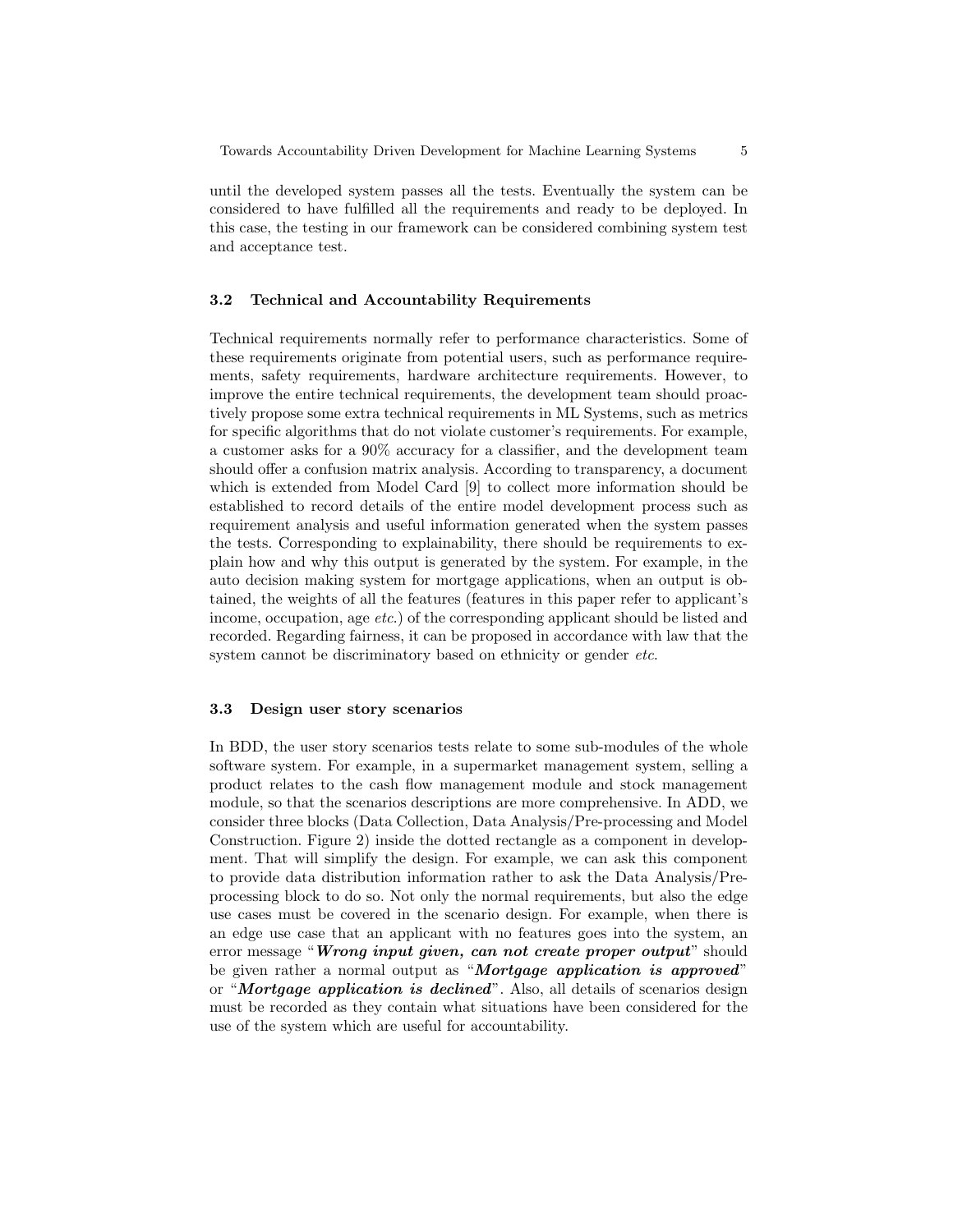until the developed system passes all the tests. Eventually the system can be considered to have fulfilled all the requirements and ready to be deployed. In this case, the testing in our framework can be considered combining system test and acceptance test.

### 3.2 Technical and Accountability Requirements

Technical requirements normally refer to performance characteristics. Some of these requirements originate from potential users, such as performance requirements, safety requirements, hardware architecture requirements. However, to improve the entire technical requirements, the development team should proactively propose some extra technical requirements in ML Systems, such as metrics for specific algorithms that do not violate customer's requirements. For example, a customer asks for a 90% accuracy for a classifier, and the development team should offer a confusion matrix analysis. According to transparency, a document which is extended from Model Card [9] to collect more information should be established to record details of the entire model development process such as requirement analysis and useful information generated when the system passes the tests. Corresponding to explainability, there should be requirements to explain how and why this output is generated by the system. For example, in the auto decision making system for mortgage applications, when an output is obtained, the weights of all the features (features in this paper refer to applicant's income, occupation, age *etc.*) of the corresponding applicant should be listed and recorded. Regarding fairness, it can be proposed in accordance with law that the system cannot be discriminatory based on ethnicity or gender *etc*.

### 3.3 Design user story scenarios

In BDD, the user story scenarios tests relate to some sub-modules of the whole software system. For example, in a supermarket management system, selling a product relates to the cash flow management module and stock management module, so that the scenarios descriptions are more comprehensive. In ADD, we consider three blocks (Data Collection, Data Analysis/Pre-processing and Model Construction. Figure 2) inside the dotted rectangle as a component in development. That will simplify the design. For example, we can ask this component to provide data distribution information rather to ask the Data Analysis/Pre-processing block to do so. Not only the normal requirements, but also the edge use cases must be covered in the scenario design. For example, when there is an edge use case that an applicant with no features goes into the system, an error message "***Wrong input given, can not create proper output***" should be given rather a normal output as "***Mortgage application is approved***" or "***Mortgage application is declined***". Also, all details of scenarios design must be recorded as they contain what situations have been considered for the use of the system which are useful for accountability.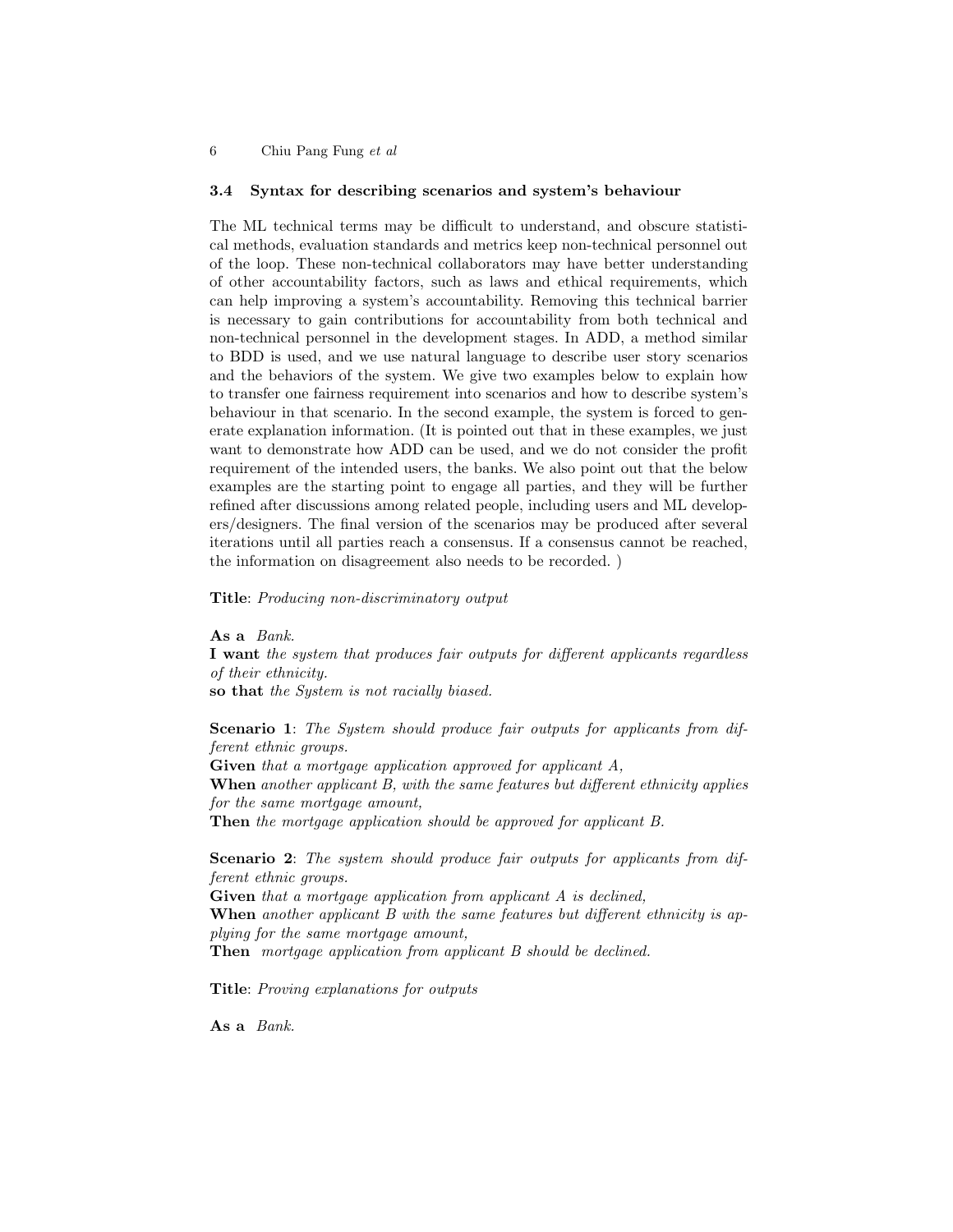### 3.4 Syntax for describing scenarios and system's behaviour

The ML technical terms may be difficult to understand, and obscure statistical methods, evaluation standards and metrics keep non-technical personnel out of the loop. These non-technical collaborators may have better understanding of other accountability factors, such as laws and ethical requirements, which can help improving a system's accountability. Removing this technical barrier is necessary to gain contributions for accountability from both technical and non-technical personnel in the development stages. In ADD, a method similar to BDD is used, and we use natural language to describe user story scenarios and the behaviors of the system. We give two examples below to explain how to transfer one fairness requirement into scenarios and how to describe system's behaviour in that scenario. In the second example, the system is forced to generate explanation information. (It is pointed out that in these examples, we just want to demonstrate how ADD can be used, and we do not consider the profit requirement of the intended users, the banks. We also point out that the below examples are the starting point to engage all parties, and they will be further refined after discussions among related people, including users and ML developers/designers. The final version of the scenarios may be produced after several iterations until all parties reach a consensus. If a consensus cannot be reached, the information on disagreement also needs to be recorded. )

**Title**: *Producing non-discriminatory output*

**As a** *Bank.*
**I want** *the system that produces fair outputs for different applicants regardless of their ethnicity.*
**so that** *the System is not racially biased.*

**Scenario 1**: *The System should produce fair outputs for applicants from different ethnic groups.*
**Given** *that a mortgage application approved for applicant A,*
**When** *another applicant B, with the same features but different ethnicity applies for the same mortgage amount,*
**Then** *the mortgage application should be approved for applicant B.*

**Scenario 2**: *The system should produce fair outputs for applicants from different ethnic groups.*
**Given** *that a mortgage application from applicant A is declined,*
**When** *another applicant B with the same features but different ethnicity is applying for the same mortgage amount,*
**Then** *mortgage application from applicant B should be declined.*

**Title**: *Proving explanations for outputs*

**As a** *Bank.*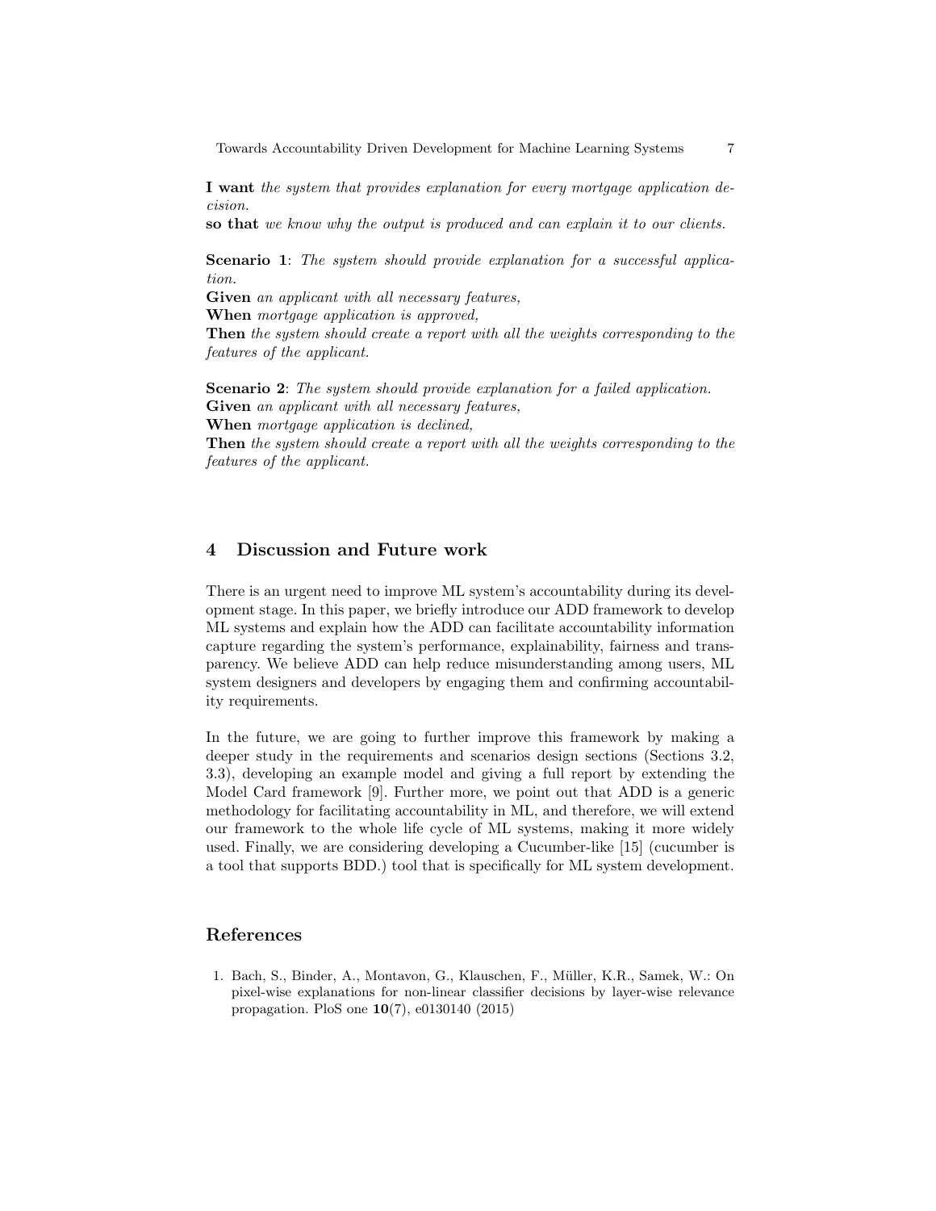**I want** *the system that provides explanation for every mortgage application decision.*
**so that** *we know why the output is produced and can explain it to our clients.*

**Scenario 1**: *The system should provide explanation for a successful application.*
**Given** *an applicant with all necessary features,*
**When** *mortgage application is approved,*
**Then** *the system should create a report with all the weights corresponding to the features of the applicant.*

**Scenario 2**: *The system should provide explanation for a failed application.*
**Given** *an applicant with all necessary features,*
**When** *mortgage application is declined,*
**Then** *the system should create a report with all the weights corresponding to the features of the applicant.*

## 4 Discussion and Future work

There is an urgent need to improve ML system's accountability during its development stage. In this paper, we briefly introduce our ADD framework to develop ML systems and explain how the ADD can facilitate accountability information capture regarding the system's performance, explainability, fairness and transparency. We believe ADD can help reduce misunderstanding among users, ML system designers and developers by engaging them and confirming accountability requirements.

In the future, we are going to further improve this framework by making a deeper study in the requirements and scenarios design sections (Sections 3.2, 3.3), developing an example model and giving a full report by extending the Model Card framework [9]. Further more, we point out that ADD is a generic methodology for facilitating accountability in ML, and therefore, we will extend our framework to the whole life cycle of ML systems, making it more widely used. Finally, we are considering developing a Cucumber-like [15] (cucumber is a tool that supports BDD.) tool that is specifically for ML system development.

## References

1. Bach, S., Binder, A., Montavon, G., Klauschen, F., Müller, K.R., Samek, W.: On pixel-wise explanations for non-linear classifier decisions by layer-wise relevance propagation. PloS one **10**(7), e0130140 (2015)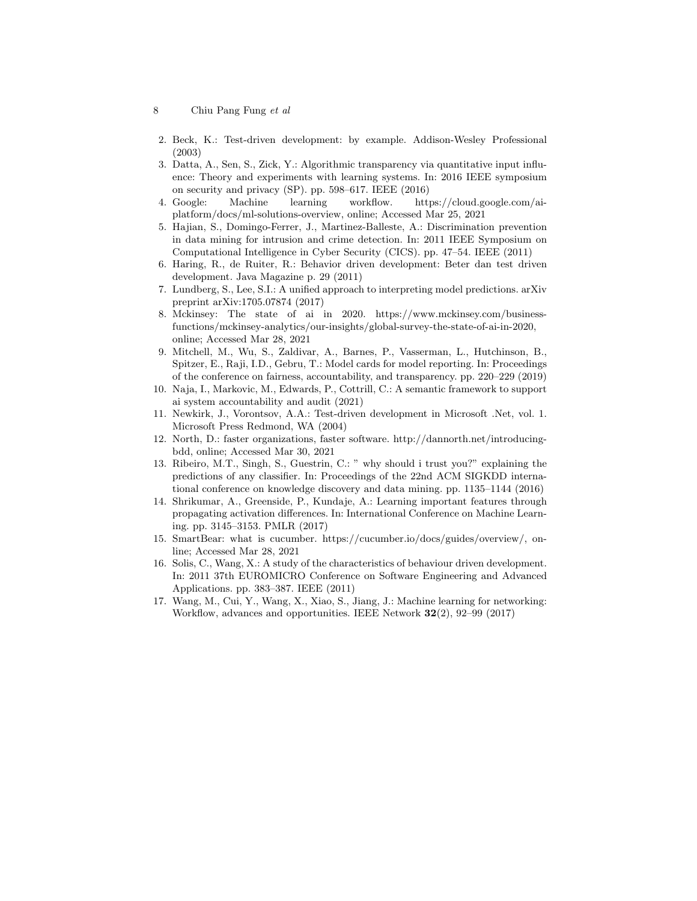2. Beck, K.: Test-driven development: by example. Addison-Wesley Professional (2003)
3. Datta, A., Sen, S., Zick, Y.: Algorithmic transparency via quantitative input influence: Theory and experiments with learning systems. In: 2016 IEEE symposium on security and privacy (SP). pp. 598–617. IEEE (2016)
4. Google: Machine learning workflow. https://cloud.google.com/ai-platform/docs/ml-solutions-overview, online; Accessed Mar 25, 2021
5. Hajian, S., Domingo-Ferrer, J., Martinez-Balleste, A.: Discrimination prevention in data mining for intrusion and crime detection. In: 2011 IEEE Symposium on Computational Intelligence in Cyber Security (CICS). pp. 47–54. IEEE (2011)
6. Haring, R., de Ruiter, R.: Behavior driven development: Beter dan test driven development. Java Magazine p. 29 (2011)
7. Lundberg, S., Lee, S.I.: A unified approach to interpreting model predictions. arXiv preprint arXiv:1705.07874 (2017)
8. Mckinsey: The state of ai in 2020. https://www.mckinsey.com/business-functions/mckinsey-analytics/our-insights/global-survey-the-state-of-ai-in-2020, online; Accessed Mar 28, 2021
9. Mitchell, M., Wu, S., Zaldivar, A., Barnes, P., Vasserman, L., Hutchinson, B., Spitzer, E., Raji, I.D., Gebru, T.: Model cards for model reporting. In: Proceedings of the conference on fairness, accountability, and transparency. pp. 220–229 (2019)
10. Naja, I., Markovic, M., Edwards, P., Cottrill, C.: A semantic framework to support ai system accountability and audit (2021)
11. Newkirk, J., Vorontsov, A.A.: Test-driven development in Microsoft .Net, vol. 1. Microsoft Press Redmond, WA (2004)
12. North, D.: faster organizations, faster software. http://dannorth.net/introducing-bdd, online; Accessed Mar 30, 2021
13. Ribeiro, M.T., Singh, S., Guestrin, C.: " why should i trust you?" explaining the predictions of any classifier. In: Proceedings of the 22nd ACM SIGKDD international conference on knowledge discovery and data mining. pp. 1135–1144 (2016)
14. Shrikumar, A., Greenside, P., Kundaje, A.: Learning important features through propagating activation differences. In: International Conference on Machine Learning. pp. 3145–3153. PMLR (2017)
15. SmartBear: what is cucumber. https://cucumber.io/docs/guides/overview/, online; Accessed Mar 28, 2021
16. Solis, C., Wang, X.: A study of the characteristics of behaviour driven development. In: 2011 37th EUROMICRO Conference on Software Engineering and Advanced Applications. pp. 383–387. IEEE (2011)
17. Wang, M., Cui, Y., Wang, X., Xiao, S., Jiang, J.: Machine learning for networking: Workflow, advances and opportunities. IEEE Network **32**(2), 92–99 (2017)